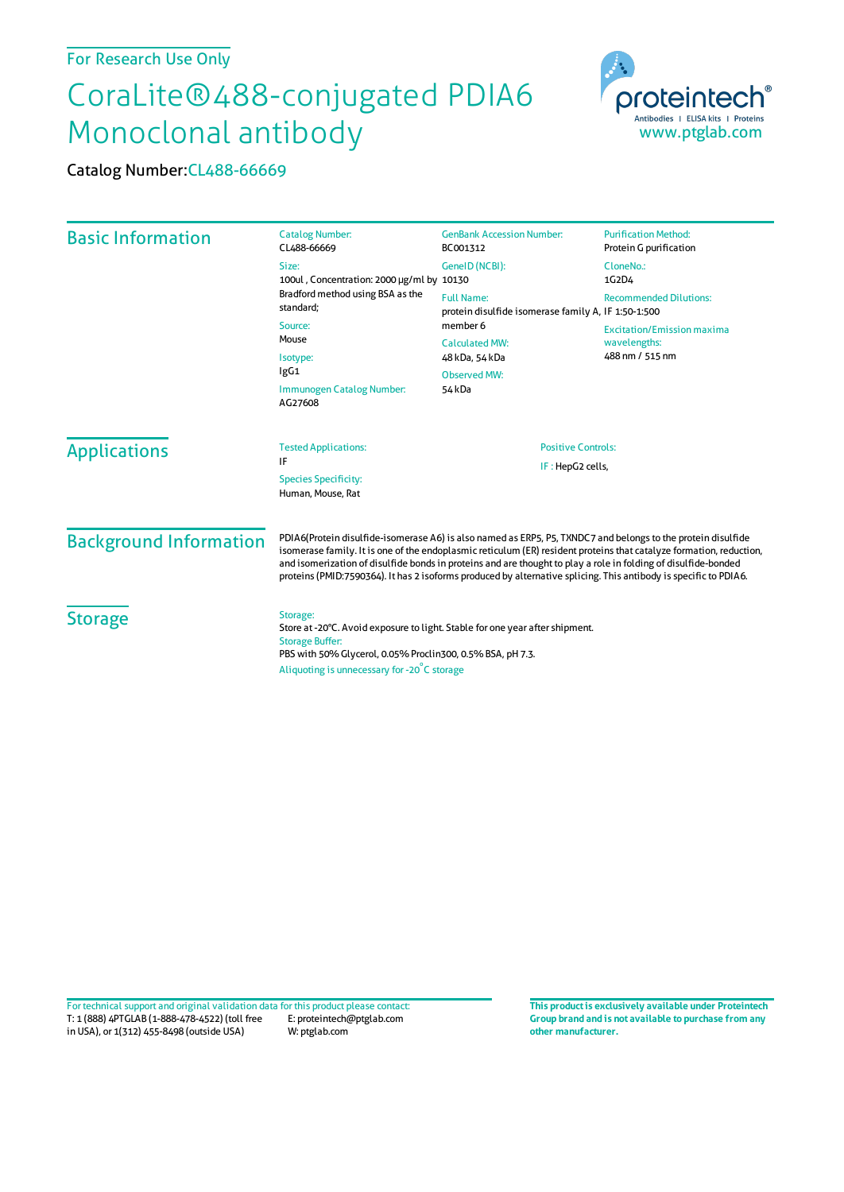For Research Use Only

# CoraLite®488-conjugated PDIA6 Monoclonal antibody

Catalog Number: CL488-66669

proteintech® Antibodies | ELISA kits | Proteins www.ptglab.com

## Basic Information

**Catalog Number:**
CL488-66669

**Size:**
100ul , Concentration: 2000 μg/ml by Bradford method using BSA as the standard;

**Source:**
Mouse

**Isotype:**
IgG1

**Immunogen Catalog Number:**
AG27608

**GenBank Accession Number:**
BC001312

**GeneID (NCBI):**
10130

**Full Name:**
protein disulfide isomerase family A, member 6

**Calculated MW:**
48 kDa, 54 kDa

**Observed MW:**
54 kDa

**Purification Method:**
Protein G purification

**CloneNo.:**
1G2D4

**Recommended Dilutions:**
IF 1:50-1:500

**Excitation/Emission maxima wavelengths:**
488 nm / 515 nm

## Applications

**Tested Applications:**
IF

**Species Specificity:**
Human, Mouse, Rat

**Positive Controls:**
IF : HepG2 cells,

## Background Information

PDIA6(Protein disulfide-isomerase A6) is also named as ERP5, P5, TXNDC7 and belongs to the protein disulfide isomerase family. It is one of the endoplasmic reticulum (ER) resident proteins that catalyze formation, reduction, and isomerization of disulfide bonds in proteins and are thought to play a role in folding of disulfide-bonded proteins (PMID:7590364). It has 2 isoforms produced by alternative splicing. This antibody is specific to PDIA6.

## Storage

**Storage:**
Store at -20°C. Avoid exposure to light. Stable for one year after shipment.

**Storage Buffer:**
PBS with 50% Glycerol, 0.05% Proclin300, 0.5% BSA, pH 7.3.

Aliquoting is unnecessary for -20°C storage

For technical support and original validation data for this product please contact:
T: 1 (888) 4PTGLAB (1-888-478-4522) (toll free in USA), or 1(312) 455-8498 (outside USA)
E: proteintech@ptglab.com
W: ptglab.com

**This product is exclusively available under Proteintech Group brand and is not available to purchase from any other manufacturer.**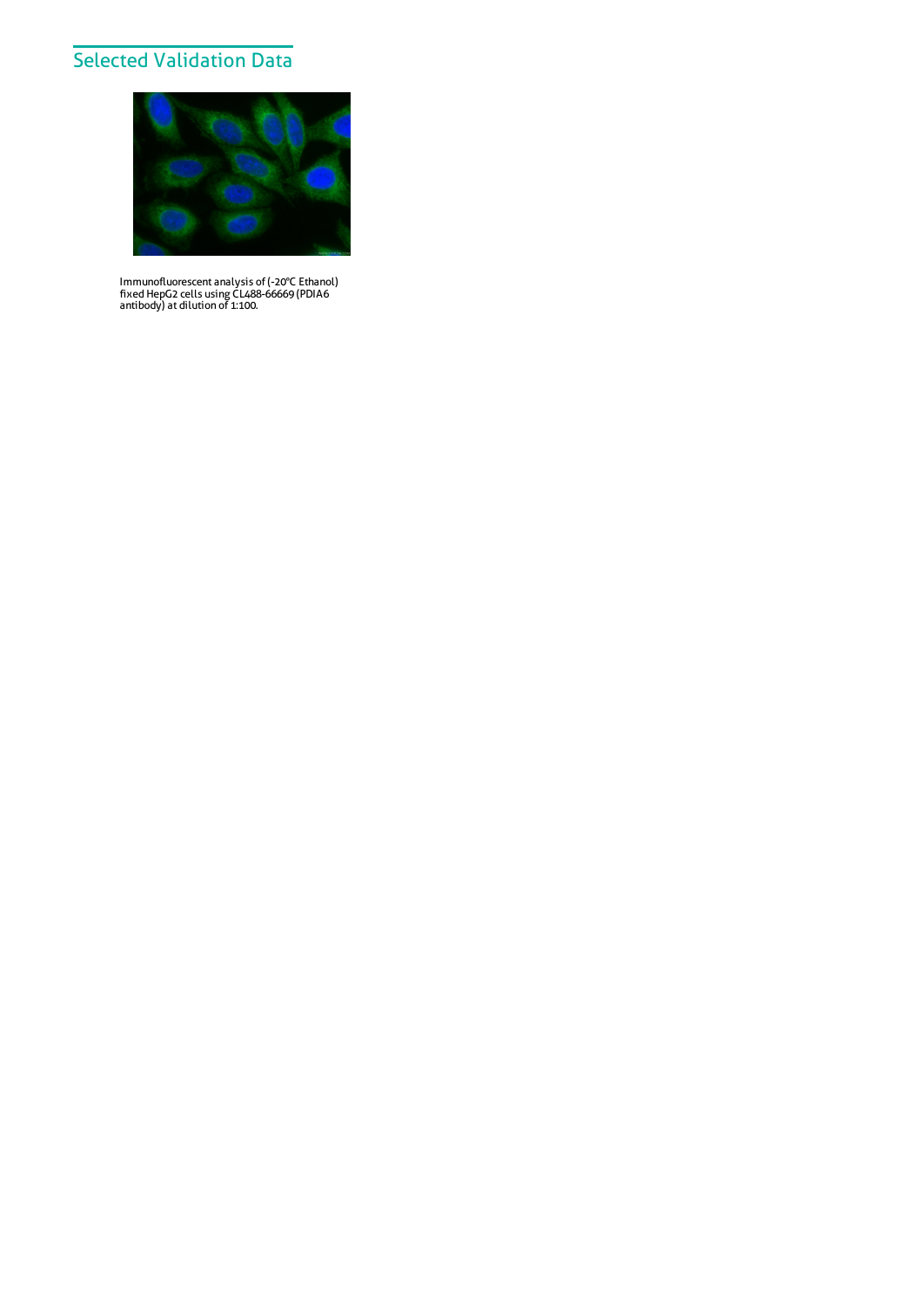## Selected Validation Data

Immunofluorescent analysis of (-20°C Ethanol) fixed HepG2 cells using CL488-66669 (PDIA6 antibody) at dilution of 1:100.